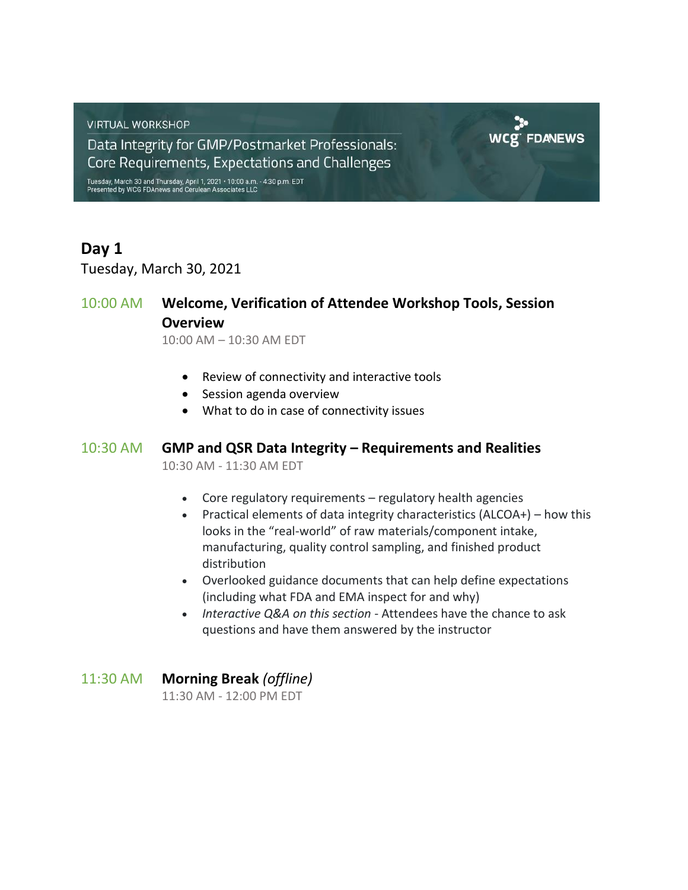VIRTUAL WORKSHOP

# Data Integrity for GMP/Postmarket Professionals: Core Requirements, Expectations and Challenges

Tuesday, March 30 and Thursday, April 1, 2021 • 10:00 a.m. - 4:30 p.m. EDT
Presented by WCG FDAnews and Cerulean Associates LLC

WCG FDANEWS

## Day 1

Tuesday, March 30, 2021

### 10:00 AM **Welcome, Verification of Attendee Workshop Tools, Session Overview**

10:00 AM – 10:30 AM EDT

- Review of connectivity and interactive tools
- Session agenda overview
- What to do in case of connectivity issues

### 10:30 AM **GMP and QSR Data Integrity – Requirements and Realities**

10:30 AM - 11:30 AM EDT

- Core regulatory requirements – regulatory health agencies
- Practical elements of data integrity characteristics (ALCOA+) – how this looks in the "real-world" of raw materials/component intake, manufacturing, quality control sampling, and finished product distribution
- Overlooked guidance documents that can help define expectations (including what FDA and EMA inspect for and why)
- *Interactive Q&A on this section* - Attendees have the chance to ask questions and have them answered by the instructor

### 11:30 AM **Morning Break** *(offline)*

11:30 AM - 12:00 PM EDT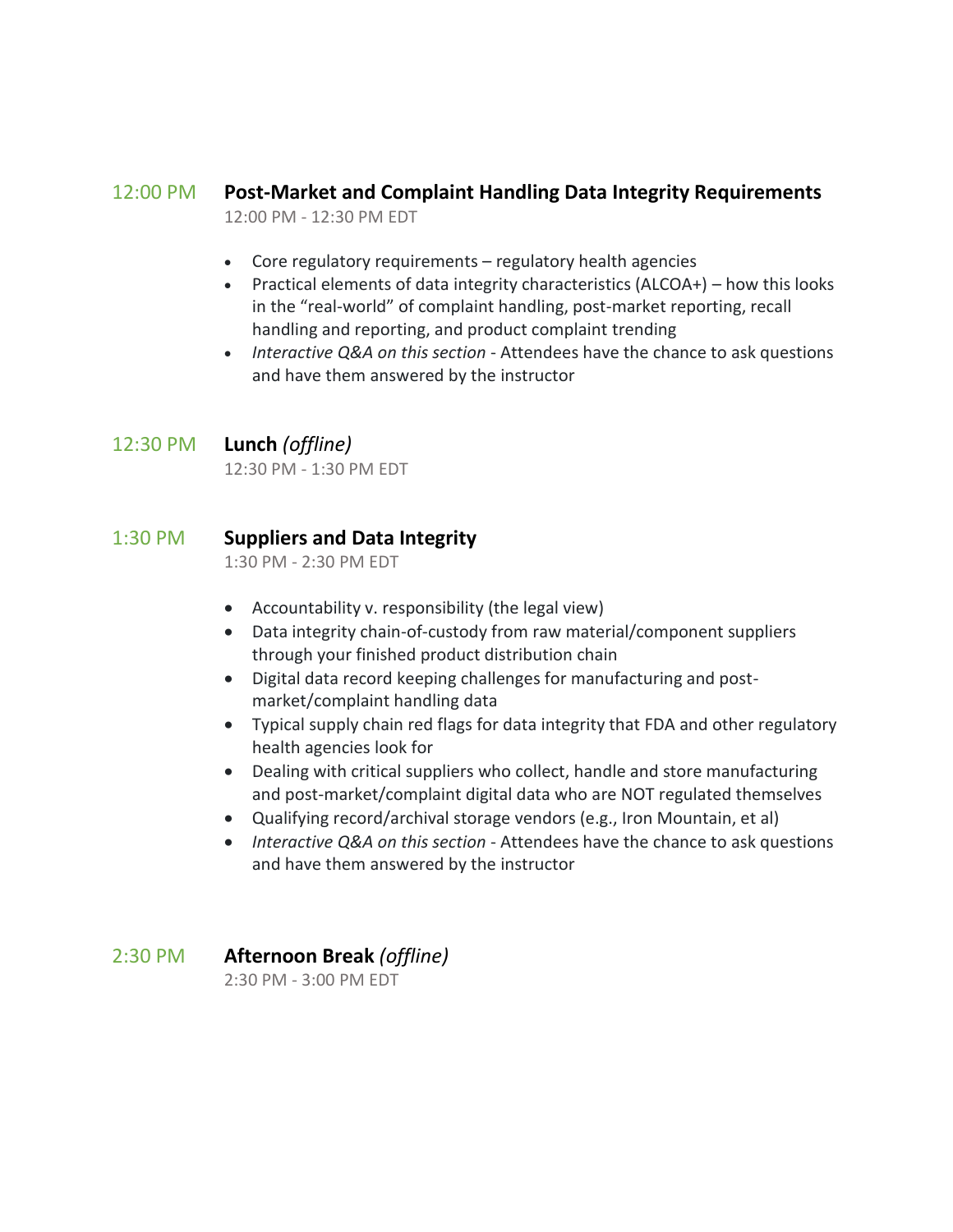## 12:00 PM **Post-Market and Complaint Handling Data Integrity Requirements**

12:00 PM - 12:30 PM EDT

- Core regulatory requirements – regulatory health agencies
- Practical elements of data integrity characteristics (ALCOA+) – how this looks in the "real-world" of complaint handling, post-market reporting, recall handling and reporting, and product complaint trending
- *Interactive Q&A on this section* - Attendees have the chance to ask questions and have them answered by the instructor

## 12:30 PM **Lunch** *(offline)*

12:30 PM - 1:30 PM EDT

## 1:30 PM **Suppliers and Data Integrity**

1:30 PM - 2:30 PM EDT

- Accountability v. responsibility (the legal view)
- Data integrity chain-of-custody from raw material/component suppliers through your finished product distribution chain
- Digital data record keeping challenges for manufacturing and post-market/complaint handling data
- Typical supply chain red flags for data integrity that FDA and other regulatory health agencies look for
- Dealing with critical suppliers who collect, handle and store manufacturing and post-market/complaint digital data who are NOT regulated themselves
- Qualifying record/archival storage vendors (e.g., Iron Mountain, et al)
- *Interactive Q&A on this section* - Attendees have the chance to ask questions and have them answered by the instructor

## 2:30 PM **Afternoon Break** *(offline)*

2:30 PM - 3:00 PM EDT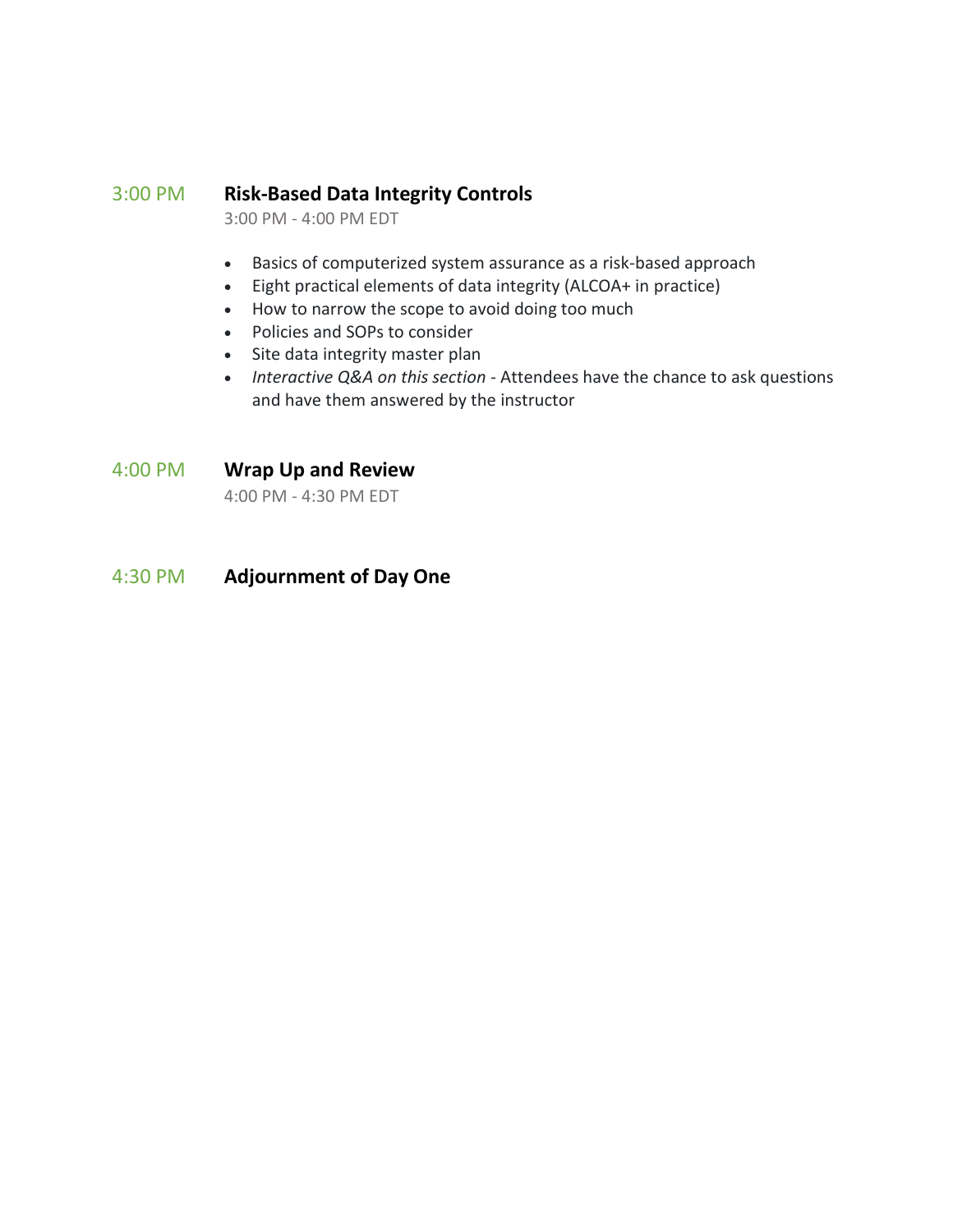## 3:00 PM **Risk-Based Data Integrity Controls**

3:00 PM - 4:00 PM EDT

- Basics of computerized system assurance as a risk-based approach
- Eight practical elements of data integrity (ALCOA+ in practice)
- How to narrow the scope to avoid doing too much
- Policies and SOPs to consider
- Site data integrity master plan
- *Interactive Q&A on this section* - Attendees have the chance to ask questions and have them answered by the instructor

## 4:00 PM **Wrap Up and Review**

4:00 PM - 4:30 PM EDT

## 4:30 PM **Adjournment of Day One**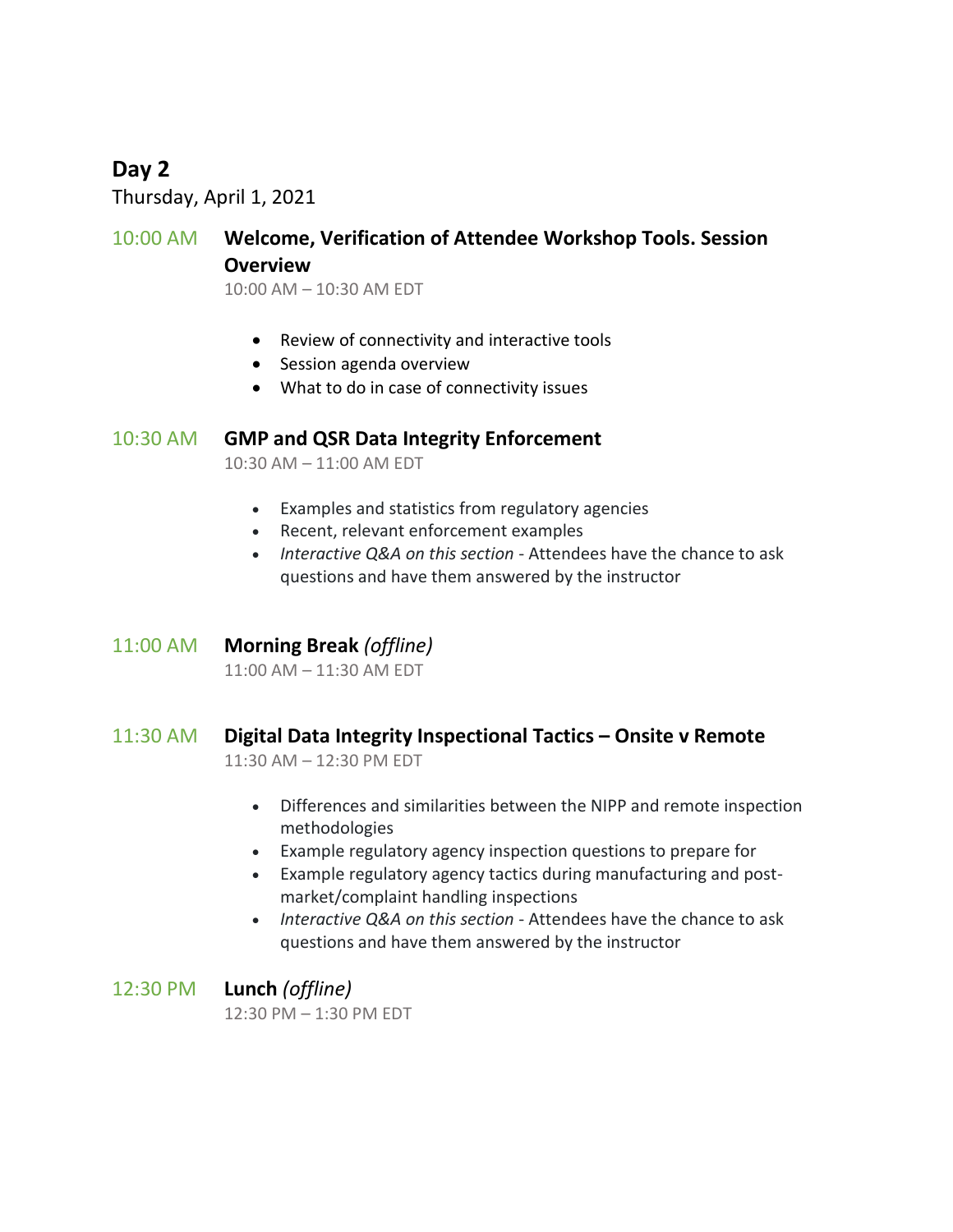## Day 2

Thursday, April 1, 2021

### 10:00 AM **Welcome, Verification of Attendee Workshop Tools. Session Overview**

10:00 AM – 10:30 AM EDT

- Review of connectivity and interactive tools
- Session agenda overview
- What to do in case of connectivity issues

### 10:30 AM **GMP and QSR Data Integrity Enforcement**

10:30 AM – 11:00 AM EDT

- Examples and statistics from regulatory agencies
- Recent, relevant enforcement examples
- *Interactive Q&A on this section* - Attendees have the chance to ask questions and have them answered by the instructor

### 11:00 AM **Morning Break** *(offline)*

11:00 AM – 11:30 AM EDT

### 11:30 AM **Digital Data Integrity Inspectional Tactics – Onsite v Remote**

11:30 AM – 12:30 PM EDT

- Differences and similarities between the NIPP and remote inspection methodologies
- Example regulatory agency inspection questions to prepare for
- Example regulatory agency tactics during manufacturing and post-market/complaint handling inspections
- *Interactive Q&A on this section* - Attendees have the chance to ask questions and have them answered by the instructor

### 12:30 PM **Lunch** *(offline)*

12:30 PM – 1:30 PM EDT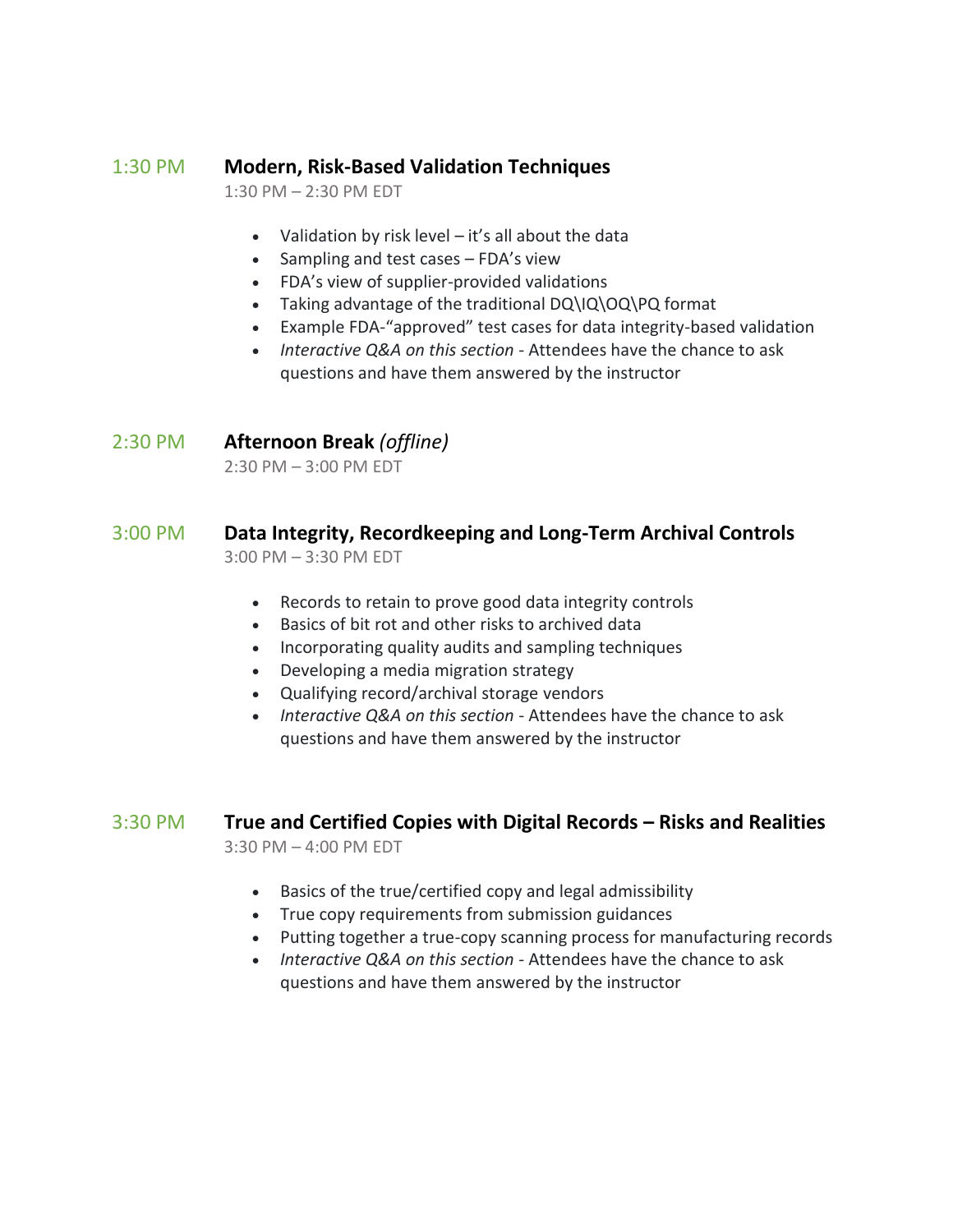## 1:30 PM **Modern, Risk-Based Validation Techniques**

1:30 PM – 2:30 PM EDT

- Validation by risk level – it's all about the data
- Sampling and test cases – FDA's view
- FDA's view of supplier-provided validations
- Taking advantage of the traditional DQ\IQ\OQ\PQ format
- Example FDA-"approved" test cases for data integrity-based validation
- *Interactive Q&A on this section* - Attendees have the chance to ask questions and have them answered by the instructor

## 2:30 PM **Afternoon Break** *(offline)*

2:30 PM – 3:00 PM EDT

## 3:00 PM **Data Integrity, Recordkeeping and Long-Term Archival Controls**

3:00 PM – 3:30 PM EDT

- Records to retain to prove good data integrity controls
- Basics of bit rot and other risks to archived data
- Incorporating quality audits and sampling techniques
- Developing a media migration strategy
- Qualifying record/archival storage vendors
- *Interactive Q&A on this section* - Attendees have the chance to ask questions and have them answered by the instructor

## 3:30 PM **True and Certified Copies with Digital Records – Risks and Realities**

3:30 PM – 4:00 PM EDT

- Basics of the true/certified copy and legal admissibility
- True copy requirements from submission guidances
- Putting together a true-copy scanning process for manufacturing records
- *Interactive Q&A on this section* - Attendees have the chance to ask questions and have them answered by the instructor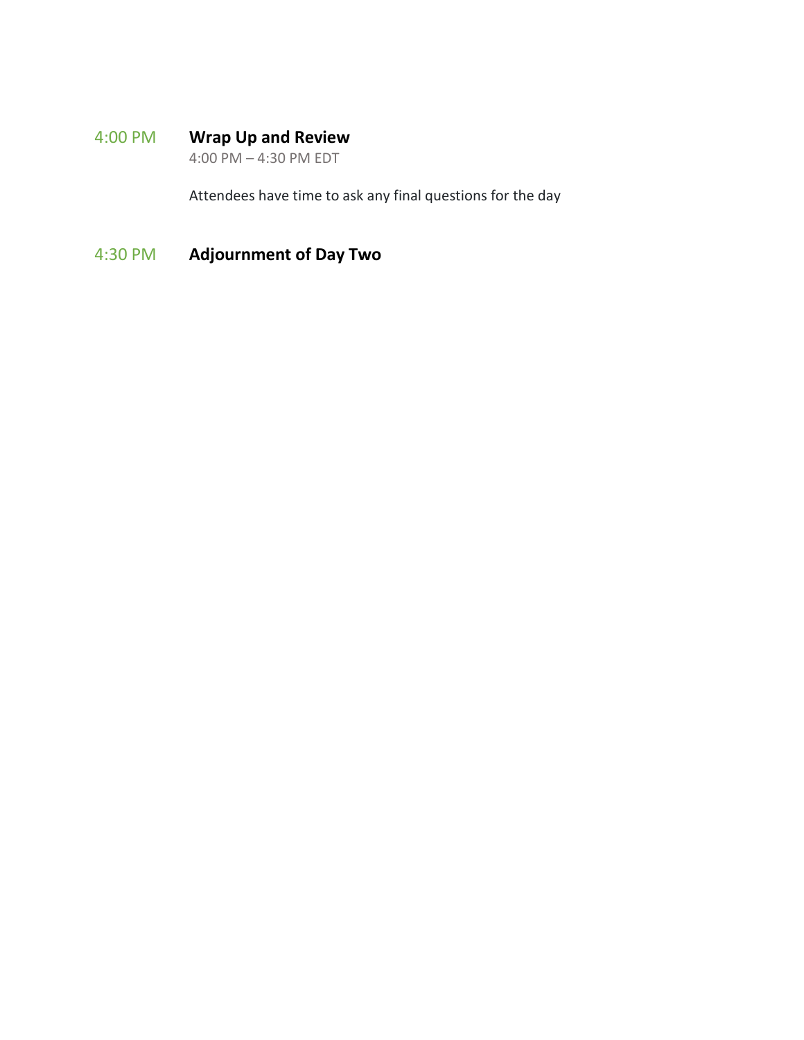4:00 PM **Wrap Up and Review**

4:00 PM – 4:30 PM EDT

Attendees have time to ask any final questions for the day

4:30 PM **Adjournment of Day Two**